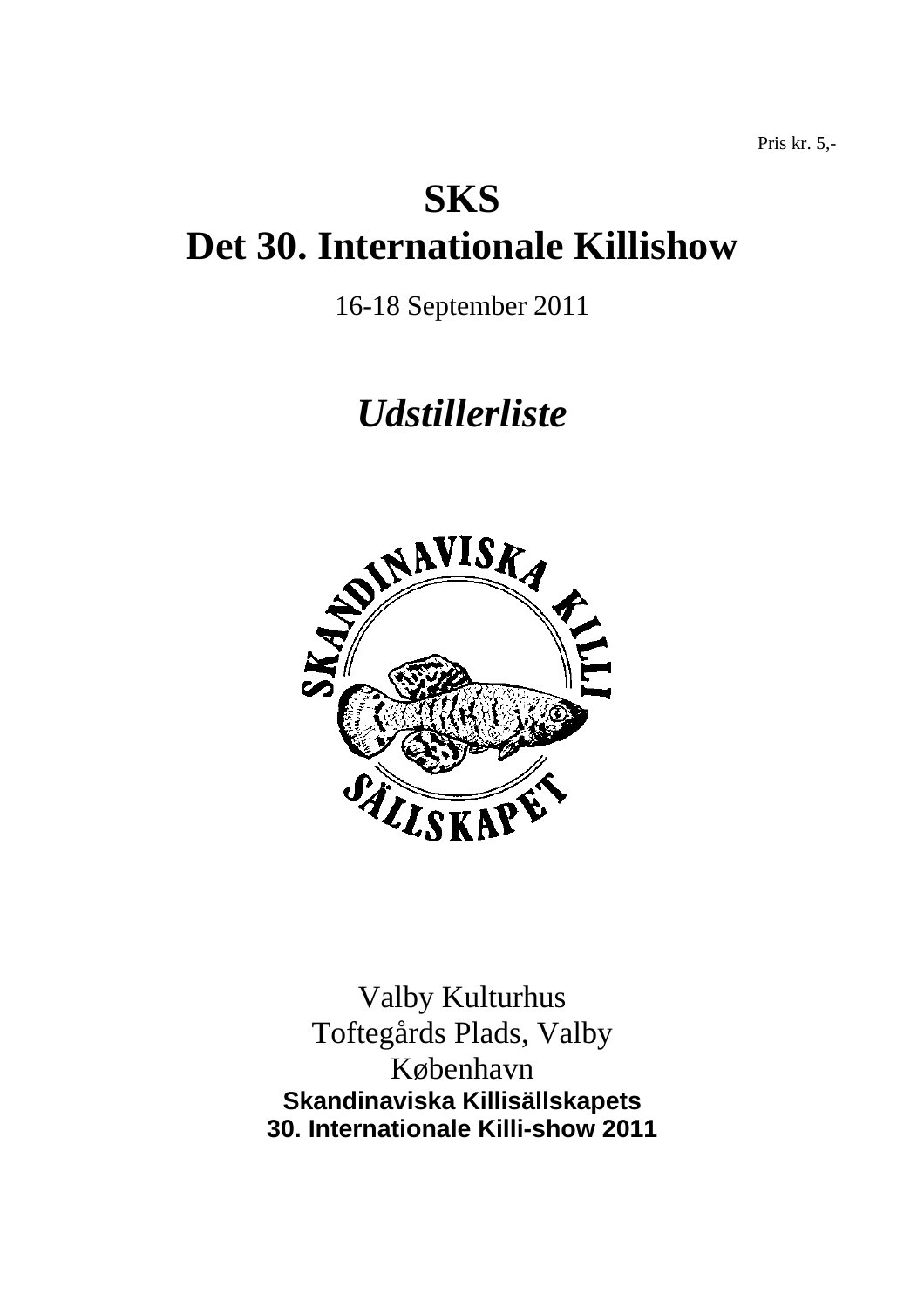Pris kr. 5,-

# SKS
# Det 30. Internationale Killishow

16-18 September 2011

## *Udstillerliste*

Valby Kulturhus
Toftegårds Plads, Valby
København

**Skandinaviska Killisällskapets**
**30. Internationale Killi-show 2011**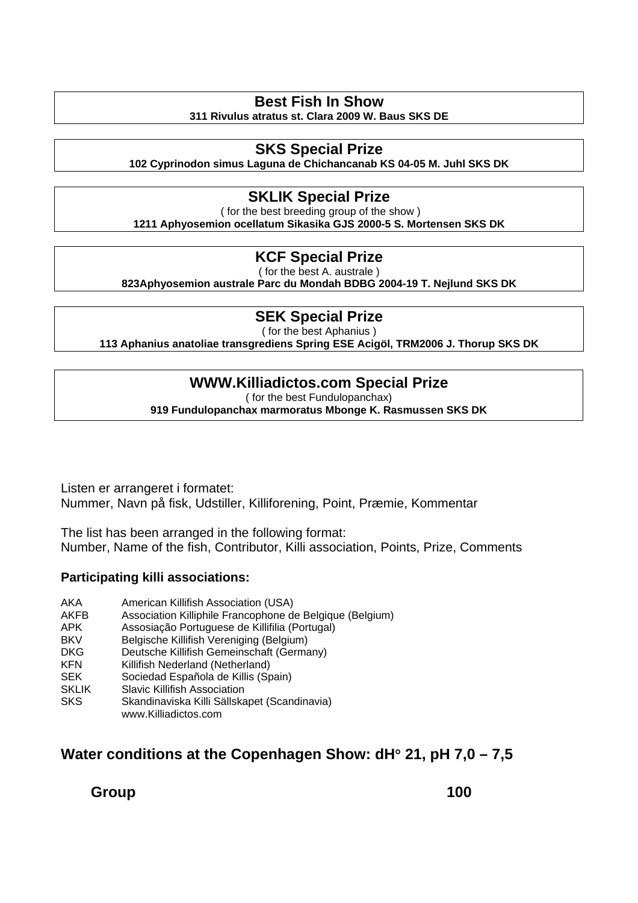## Best Fish In Show

**311 Rivulus atratus st. Clara 2009 W. Baus SKS DE**

## SKS Special Prize

**102 Cyprinodon simus Laguna de Chichancanab KS 04-05 M. Juhl SKS DK**

## SKLIK Special Prize

( for the best breeding group of the show )

**1211 Aphyosemion ocellatum Sikasika GJS 2000-5 S. Mortensen SKS DK**

## KCF Special Prize

( for the best A. australe )

**823Aphyosemion australe Parc du Mondah BDBG 2004-19 T. Nejlund SKS DK**

## SEK Special Prize

( for the best Aphanius )

**113 Aphanius anatoliae transgrediens Spring ESE Acigöl, TRM2006 J. Thorup SKS DK**

## WWW.Killiadictos.com Special Prize

( for the best Fundulopanchax)

**919 Fundulopanchax marmoratus Mbonge K. Rasmussen SKS DK**

Listen er arrangeret i formatet:
Nummer, Navn på fisk, Udstiller, Killiforening, Point, Præmie, Kommentar

The list has been arranged in the following format:
Number, Name of the fish, Contributor, Killi association, Points, Prize, Comments

### Participating killi associations:

| | |
|---|---|
| AKA | American Killifish Association (USA) |
| AKFB | Association Killiphile Francophone de Belgique (Belgium) |
| APK | Assosiação Portuguese de Killifilia (Portugal) |
| BKV | Belgische Killifish Vereniging (Belgium) |
| DKG | Deutsche Killifish Gemeinschaft (Germany) |
| KFN | Killifish Nederland (Netherland) |
| SEK | Sociedad Española de Killis (Spain) |
| SKLIK | Slavic Killifish Association |
| SKS | Skandinaviska Killi Sällskapet (Scandinavia) |
| | www.Killiadictos.com |

## Water conditions at the Copenhagen Show: dH° 21, pH 7,0 – 7,5

**Group 100**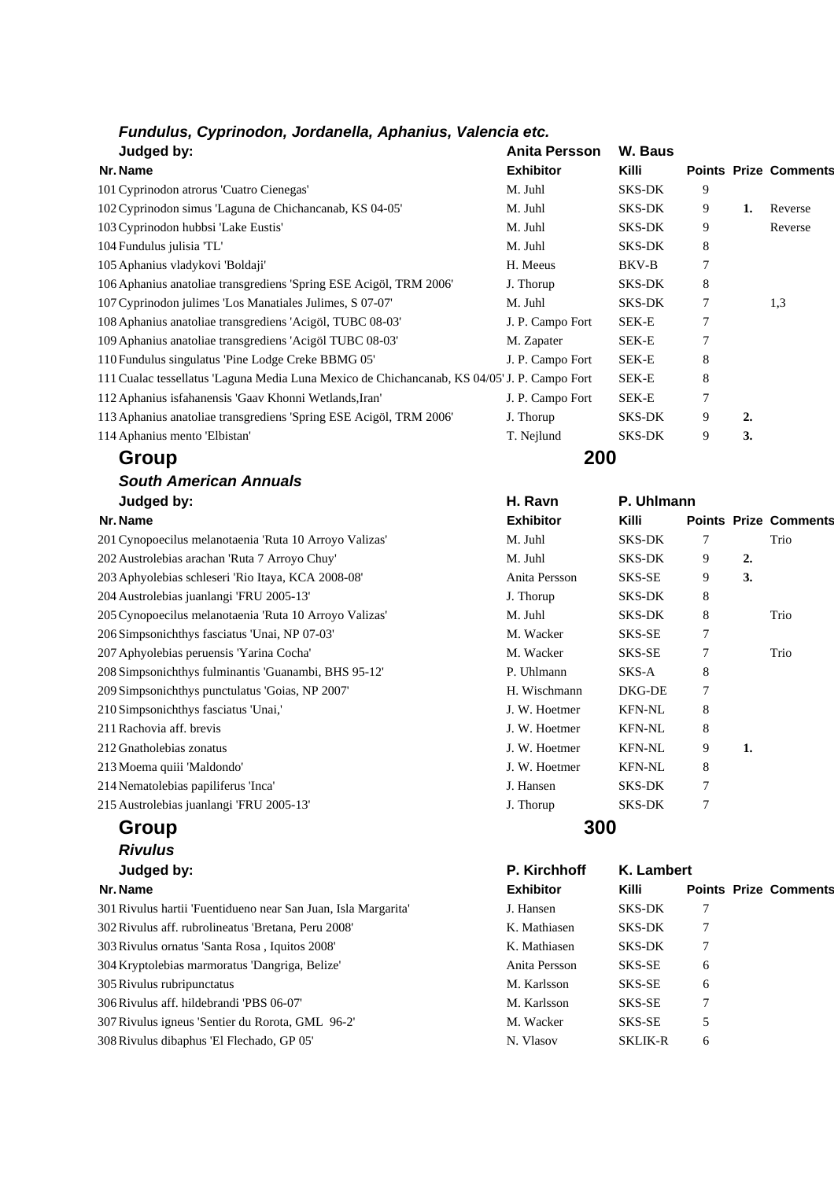### *Fundulus, Cyprinodon, Jordanella, Aphanius, Valencia etc.*

| | Judged by: | Anita Persson | W. Baus | | | |
|---|---|---|---|---|---|---|
| **Nr.** | **Name** | **Exhibitor** | **Killi** | **Points** | **Prize** | **Comments** |
| 101 | Cyprinodon atrorus 'Cuatro Cienegas' | M. Juhl | SKS-DK | 9 | | |
| 102 | Cyprinodon simus 'Laguna de Chichancanab, KS 04-05' | M. Juhl | SKS-DK | 9 | 1. | Reverse |
| 103 | Cyprinodon hubbsi 'Lake Eustis' | M. Juhl | SKS-DK | 9 | | Reverse |
| 104 | Fundulus julisia 'TL' | M. Juhl | SKS-DK | 8 | | |
| 105 | Aphanius vladykovi 'Boldaji' | H. Meeus | BKV-B | 7 | | |
| 106 | Aphanius anatoliae transgrediens 'Spring ESE Acigöl, TRM 2006' | J. Thorup | SKS-DK | 8 | | |
| 107 | Cyprinodon julimes 'Los Manatiales Julimes, S 07-07' | M. Juhl | SKS-DK | 7 | | 1,3 |
| 108 | Aphanius anatoliae transgrediens 'Acigöl, TUBC 08-03' | J. P. Campo Fort | SEK-E | 7 | | |
| 109 | Aphanius anatoliae transgrediens 'Acigöl TUBC 08-03' | M. Zapater | SEK-E | 7 | | |
| 110 | Fundulus singulatus 'Pine Lodge Creke BBMG 05' | J. P. Campo Fort | SEK-E | 8 | | |
| 111 | Cualac tessellatus 'Laguna Media Luna Mexico de Chichancanab, KS 04/05' | J. P. Campo Fort | SEK-E | 8 | | |
| 112 | Aphanius isfahanensis 'Gaav Khonni Wetlands,Iran' | J. P. Campo Fort | SEK-E | 7 | | |
| 113 | Aphanius anatoliae transgrediens 'Spring ESE Acigöl, TRM 2006' | J. Thorup | SKS-DK | 9 | 2. | |
| 114 | Aphanius mento 'Elbistan' | T. Nejlund | SKS-DK | 9 | 3. | |

## Group 200

### *South American Annuals*

| | Judged by: | H. Ravn | P. Uhlmann | | | |
|---|---|---|---|---|---|---|
| **Nr.** | **Name** | **Exhibitor** | **Killi** | **Points** | **Prize** | **Comments** |
| 201 | Cynopoecilus melanotaenia 'Ruta 10 Arroyo Valizas' | M. Juhl | SKS-DK | 7 | | Trio |
| 202 | Austrolebias arachan 'Ruta 7 Arroyo Chuy' | M. Juhl | SKS-DK | 9 | 2. | |
| 203 | Aphyolebias schleseri 'Rio Itaya, KCA 2008-08' | Anita Persson | SKS-SE | 9 | 3. | |
| 204 | Austrolebias juanlangi 'FRU 2005-13' | J. Thorup | SKS-DK | 8 | | |
| 205 | Cynopoecilus melanotaenia 'Ruta 10 Arroyo Valizas' | M. Juhl | SKS-DK | 8 | | Trio |
| 206 | Simpsonichthys fasciatus 'Unai, NP 07-03' | M. Wacker | SKS-SE | 7 | | |
| 207 | Aphyolebias peruensis 'Yarina Cocha' | M. Wacker | SKS-SE | 7 | | Trio |
| 208 | Simpsonichthys fulminantis 'Guanambi, BHS 95-12' | P. Uhlmann | SKS-A | 8 | | |
| 209 | Simpsonichthys punctulatus 'Goias, NP 2007' | H. Wischmann | DKG-DE | 7 | | |
| 210 | Simpsonichthys fasciatus 'Unai,' | J. W. Hoetmer | KFN-NL | 8 | | |
| 211 | Rachovia aff. brevis | J. W. Hoetmer | KFN-NL | 8 | | |
| 212 | Gnatholebias zonatus | J. W. Hoetmer | KFN-NL | 9 | 1. | |
| 213 | Moema quiii 'Maldondo' | J. W. Hoetmer | KFN-NL | 8 | | |
| 214 | Nematolebias papiliferus 'Inca' | J. Hansen | SKS-DK | 7 | | |
| 215 | Austrolebias juanlangi 'FRU 2005-13' | J. Thorup | SKS-DK | 7 | | |

## Group 300

### *Rivulus*

| | Judged by: | P. Kirchhoff | K. Lambert | | | |
|---|---|---|---|---|---|---|
| **Nr.** | **Name** | **Exhibitor** | **Killi** | **Points** | **Prize** | **Comments** |
| 301 | Rivulus hartii 'Fuentidueno near San Juan, Isla Margarita' | J. Hansen | SKS-DK | 7 | | |
| 302 | Rivulus aff. rubrolineatus 'Bretana, Peru 2008' | K. Mathiasen | SKS-DK | 7 | | |
| 303 | Rivulus ornatus 'Santa Rosa , Iquitos 2008' | K. Mathiasen | SKS-DK | 7 | | |
| 304 | Kryptolebias marmoratus 'Dangriga, Belize' | Anita Persson | SKS-SE | 6 | | |
| 305 | Rivulus rubripunctatus | M. Karlsson | SKS-SE | 6 | | |
| 306 | Rivulus aff. hildebrandi 'PBS 06-07' | M. Karlsson | SKS-SE | 7 | | |
| 307 | Rivulus igneus 'Sentier du Rorota, GML 96-2' | M. Wacker | SKS-SE | 5 | | |
| 308 | Rivulus dibaphus 'El Flechado, GP 05' | N. Vlasov | SKLIK-R | 6 | | |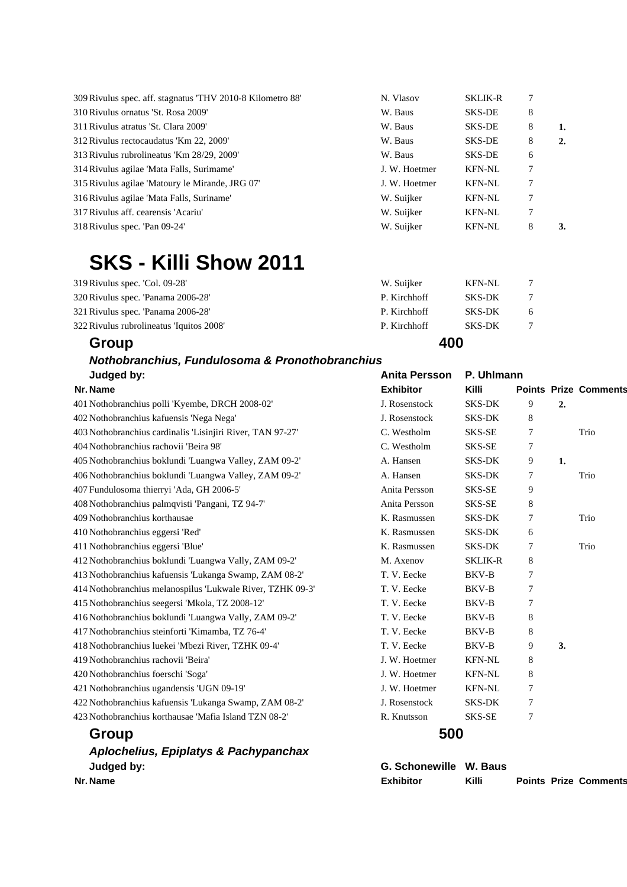| Nr. | Name | Exhibitor | Killi | Points | Prize | Comments |
|---|---|---|---|---|---|---|
| 309 | Rivulus spec. aff. stagnatus 'THV 2010-8 Kilometro 88' | N. Vlasov | SKLIK-R | 7 | | |
| 310 | Rivulus ornatus 'St. Rosa 2009' | W. Baus | SKS-DE | 8 | | |
| 311 | Rivulus atratus 'St. Clara 2009' | W. Baus | SKS-DE | 8 | 1. | |
| 312 | Rivulus rectocaudatus 'Km 22, 2009' | W. Baus | SKS-DE | 8 | 2. | |
| 313 | Rivulus rubrolineatus 'Km 28/29, 2009' | W. Baus | SKS-DE | 6 | | |
| 314 | Rivulus agilae 'Mata Falls, Surimame' | J. W. Hoetmer | KFN-NL | 7 | | |
| 315 | Rivulus agilae 'Matoury le Mirande, JRG 07' | J. W. Hoetmer | KFN-NL | 7 | | |
| 316 | Rivulus agilae 'Mata Falls, Suriname' | W. Suijker | KFN-NL | 7 | | |
| 317 | Rivulus aff. cearensis 'Acariu' | W. Suijker | KFN-NL | 7 | | |
| 318 | Rivulus spec. 'Pan 09-24' | W. Suijker | KFN-NL | 8 | 3. | |

# SKS - Killi Show 2011

| Nr. | Name | Exhibitor | Killi | Points | Prize | Comments |
|---|---|---|---|---|---|---|
| 319 | Rivulus spec. 'Col. 09-28' | W. Suijker | KFN-NL | 7 | | |
| 320 | Rivulus spec. 'Panama 2006-28' | P. Kirchhoff | SKS-DK | 7 | | |
| 321 | Rivulus spec. 'Panama 2006-28' | P. Kirchhoff | SKS-DK | 6 | | |
| 322 | Rivulus rubrolineatus 'Iquitos 2008' | P. Kirchhoff | SKS-DK | 7 | | |

## Group 400

***Nothobranchius, Fundulosoma & Pronothobranchius***

**Judged by:** Anita Persson, P. Uhlmann

| Nr. | Name | Exhibitor | Killi | Points | Prize | Comments |
|---|---|---|---|---|---|---|
| 401 | Nothobranchius polli 'Kyembe, DRCH 2008-02' | J. Rosenstock | SKS-DK | 9 | 2. | |
| 402 | Nothobranchius kafuensis 'Nega Nega' | J. Rosenstock | SKS-DK | 8 | | |
| 403 | Nothobranchius cardinalis 'Lisinjiri River, TAN 97-27' | C. Westholm | SKS-SE | 7 | | Trio |
| 404 | Nothobranchius rachovii 'Beira 98' | C. Westholm | SKS-SE | 7 | | |
| 405 | Nothobranchius boklundi 'Luangwa Valley, ZAM 09-2' | A. Hansen | SKS-DK | 9 | 1. | |
| 406 | Nothobranchius boklundi 'Luangwa Valley, ZAM 09-2' | A. Hansen | SKS-DK | 7 | | Trio |
| 407 | Fundulosoma thierryi 'Ada, GH 2006-5' | Anita Persson | SKS-SE | 9 | | |
| 408 | Nothobranchius palmqvisti 'Pangani, TZ 94-7' | Anita Persson | SKS-SE | 8 | | |
| 409 | Nothobranchius korthausae | K. Rasmussen | SKS-DK | 7 | | Trio |
| 410 | Nothobranchius eggersi 'Red' | K. Rasmussen | SKS-DK | 6 | | |
| 411 | Nothobranchius eggersi 'Blue' | K. Rasmussen | SKS-DK | 7 | | Trio |
| 412 | Nothobranchius boklundi 'Luangwa Vally, ZAM 09-2' | M. Axenov | SKLIK-R | 8 | | |
| 413 | Nothobranchius kafuensis 'Lukanga Swamp, ZAM 08-2' | T. V. Eecke | BKV-B | 7 | | |
| 414 | Nothobranchius melanospilus 'Lukwale River, TZHK 09-3' | T. V. Eecke | BKV-B | 7 | | |
| 415 | Nothobranchius seegersi 'Mkola, TZ 2008-12' | T. V. Eecke | BKV-B | 7 | | |
| 416 | Nothobranchius boklundi 'Luangwa Vally, ZAM 09-2' | T. V. Eecke | BKV-B | 8 | | |
| 417 | Nothobranchius steinforti 'Kimamba, TZ 76-4' | T. V. Eecke | BKV-B | 8 | | |
| 418 | Nothobranchius luekei 'Mbezi River, TZHK 09-4' | T. V. Eecke | BKV-B | 9 | 3. | |
| 419 | Nothobranchius rachovii 'Beira' | J. W. Hoetmer | KFN-NL | 8 | | |
| 420 | Nothobranchius foerschi 'Soga' | J. W. Hoetmer | KFN-NL | 8 | | |
| 421 | Nothobranchius ugandensis 'UGN 09-19' | J. W. Hoetmer | KFN-NL | 7 | | |
| 422 | Nothobranchius kafuensis 'Lukanga Swamp, ZAM 08-2' | J. Rosenstock | SKS-DK | 7 | | |
| 423 | Nothobranchius korthausae 'Mafia Island TZN 08-2' | R. Knutsson | SKS-SE | 7 | | |

## Group 500

***Aplochelius, Epiplatys & Pachypanchax***

**Judged by:** G. Schonewille, W. Baus

| Nr. | Name | Exhibitor | Killi | Points | Prize | Comments |
|---|---|---|---|---|---|---|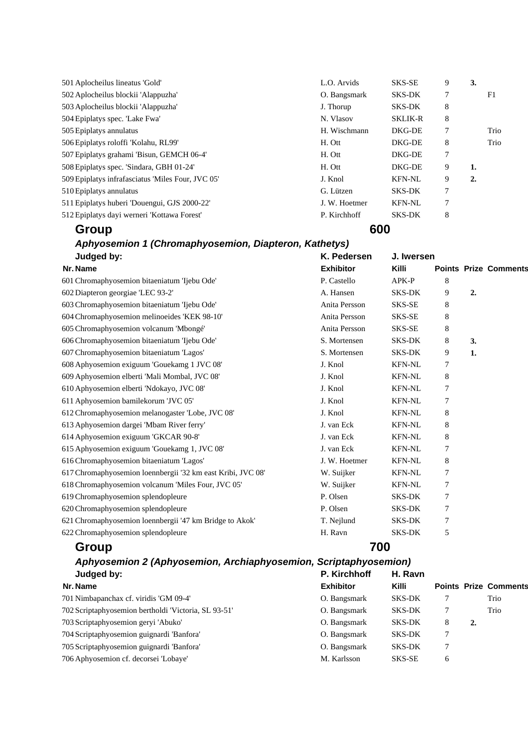| Nr. | Name | Exhibitor | Killi | Points | Prize | Comments |
|---|---|---|---|---|---|---|
| 501 | Aplocheilus lineatus 'Gold' | L.O. Arvids | SKS-SE | 9 | 3. | |
| 502 | Aplocheilus blockii 'Alappuzha' | O. Bangsmark | SKS-DK | 7 | | F1 |
| 503 | Aplocheilus blockii 'Alappuzha' | J. Thorup | SKS-DK | 8 | | |
| 504 | Epiplatys spec. 'Lake Fwa' | N. Vlasov | SKLIK-R | 8 | | |
| 505 | Epiplatys annulatus | H. Wischmann | DKG-DE | 7 | | Trio |
| 506 | Epiplatys roloffi 'Kolahu, RL99' | H. Ott | DKG-DE | 8 | | Trio |
| 507 | Epiplatys grahami 'Bisun, GEMCH 06-4' | H. Ott | DKG-DE | 7 | | |
| 508 | Epiplatys spec. 'Sindara, GBH 01-24' | H. Ott | DKG-DE | 9 | 1. | |
| 509 | Epiplatys infrafasciatus 'Miles Four, JVC 05' | J. Knol | KFN-NL | 9 | 2. | |
| 510 | Epiplatys annulatus | G. Lützen | SKS-DK | 7 | | |
| 511 | Epiplatys huberi 'Douengui, GJS 2000-22' | J. W. Hoetmer | KFN-NL | 7 | | |
| 512 | Epiplatys dayi werneri 'Kottawa Forest' | P. Kirchhoff | SKS-DK | 8 | | |

## Group 600

### *Aphyosemion 1 (Chromaphyosemion, Diapteron, Kathetys)*

**Judged by:** K. Pedersen, J. Iwersen

| Nr. | Name | Exhibitor | Killi | Points | Prize | Comments |
|---|---|---|---|---|---|---|
| 601 | Chromaphyosemion bitaeniatum 'Ijebu Ode' | P. Castello | APK-P | 8 | | |
| 602 | Diapteron georgiae 'LEC 93-2' | A. Hansen | SKS-DK | 9 | 2. | |
| 603 | Chromaphyosemion bitaeniatum 'Ijebu Ode' | Anita Persson | SKS-SE | 8 | | |
| 604 | Chromaphyosemion melinoeides 'KEK 98-10' | Anita Persson | SKS-SE | 8 | | |
| 605 | Chromaphyosemion volcanum 'Mbongé' | Anita Persson | SKS-SE | 8 | | |
| 606 | Chromaphyosemion bitaeniatum 'Ijebu Ode' | S. Mortensen | SKS-DK | 8 | 3. | |
| 607 | Chromaphyosemion bitaeniatum 'Lagos' | S. Mortensen | SKS-DK | 9 | 1. | |
| 608 | Aphyosemion exiguum 'Gouekamg 1 JVC 08' | J. Knol | KFN-NL | 7 | | |
| 609 | Aphyosemion elberti 'Mali Mombal, JVC 08' | J. Knol | KFN-NL | 8 | | |
| 610 | Aphyosemion elberti 'Ndokayo, JVC 08' | J. Knol | KFN-NL | 7 | | |
| 611 | Aphyosemion bamilekorum 'JVC 05' | J. Knol | KFN-NL | 7 | | |
| 612 | Chromaphyosemion melanogaster 'Lobe, JVC 08' | J. Knol | KFN-NL | 8 | | |
| 613 | Aphyosemion dargei 'Mbam River ferry' | J. van Eck | KFN-NL | 8 | | |
| 614 | Aphyosemion exiguum 'GKCAR 90-8' | J. van Eck | KFN-NL | 8 | | |
| 615 | Aphyosemion exiguum 'Gouekamg 1, JVC 08' | J. van Eck | KFN-NL | 7 | | |
| 616 | Chromaphyosemion bitaeniatum 'Lagos' | J. W. Hoetmer | KFN-NL | 8 | | |
| 617 | Chromaphyosemion loennbergii '32 km east Kribi, JVC 08' | W. Suijker | KFN-NL | 7 | | |
| 618 | Chromaphyosemion volcanum 'Miles Four, JVC 05' | W. Suijker | KFN-NL | 7 | | |
| 619 | Chromaphyosemion splendopleure | P. Olsen | SKS-DK | 7 | | |
| 620 | Chromaphyosemion splendopleure | P. Olsen | SKS-DK | 7 | | |
| 621 | Chromaphyosemion loennbergii '47 km Bridge to Akok' | T. Nejlund | SKS-DK | 7 | | |
| 622 | Chromaphyosemion splendopleure | H. Ravn | SKS-DK | 5 | | |

## Group 700

### *Aphyosemion 2 (Aphyosemion, Archiaphyosemion, Scriptaphyosemion)*

**Judged by:** P. Kirchhoff, H. Ravn

| Nr. | Name | Exhibitor | Killi | Points | Prize | Comments |
|---|---|---|---|---|---|---|
| 701 | Nimbapanchax cf. viridis 'GM 09-4' | O. Bangsmark | SKS-DK | 7 | | Trio |
| 702 | Scriptaphyosemion bertholdi 'Victoria, SL 93-51' | O. Bangsmark | SKS-DK | 7 | | Trio |
| 703 | Scriptaphyosemion geryi 'Abuko' | O. Bangsmark | SKS-DK | 8 | 2. | |
| 704 | Scriptaphyosemion guignardi 'Banfora' | O. Bangsmark | SKS-DK | 7 | | |
| 705 | Scriptaphyosemion guignardi 'Banfora' | O. Bangsmark | SKS-DK | 7 | | |
| 706 | Aphyosemion cf. decorsei 'Lobaye' | M. Karlsson | SKS-SE | 6 | | |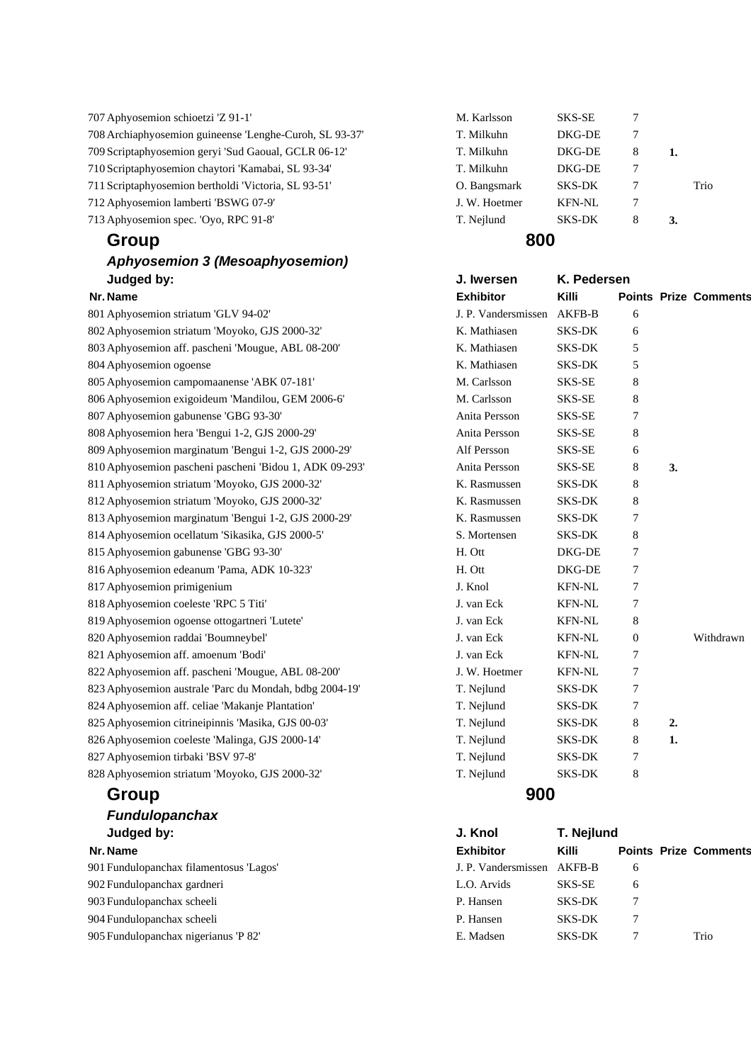| Nr. | Name | Exhibitor | Killi | Points | Prize | Comments |
|---|---|---|---|---|---|---|
| 707 | Aphyosemion schioetzi 'Z 91-1' | M. Karlsson | SKS-SE | 7 | | |
| 708 | Archiaphyosemion guineense 'Lenghe-Curoh, SL 93-37' | T. Milkuhn | DKG-DE | 7 | | |
| 709 | Scriptaphyosemion geryi 'Sud Gaoual, GCLR 06-12' | T. Milkuhn | DKG-DE | 8 | 1. | |
| 710 | Scriptaphyosemion chaytori 'Kamabai, SL 93-34' | T. Milkuhn | DKG-DE | 7 | | |
| 711 | Scriptaphyosemion bertholdi 'Victoria, SL 93-51' | O. Bangsmark | SKS-DK | 7 | | Trio |
| 712 | Aphyosemion lamberti 'BSWG 07-9' | J. W. Hoetmer | KFN-NL | 7 | | |
| 713 | Aphyosemion spec. 'Oyo, RPC 91-8' | T. Nejlund | SKS-DK | 8 | 3. | |

## Group 800

### *Aphyosemion 3 (Mesoaphyosemion)*

**Judged by:** J. Iwersen, K. Pedersen

| Nr. | Name | Exhibitor | Killi | Points | Prize | Comments |
|---|---|---|---|---|---|---|
| 801 | Aphyosemion striatum 'GLV 94-02' | J. P. Vandersmissen | AKFB-B | 6 | | |
| 802 | Aphyosemion striatum 'Moyoko, GJS 2000-32' | K. Mathiasen | SKS-DK | 6 | | |
| 803 | Aphyosemion aff. pascheni 'Mougue, ABL 08-200' | K. Mathiasen | SKS-DK | 5 | | |
| 804 | Aphyosemion ogoense | K. Mathiasen | SKS-DK | 5 | | |
| 805 | Aphyosemion campomaanense 'ABK 07-181' | M. Carlsson | SKS-SE | 8 | | |
| 806 | Aphyosemion exigoideum 'Mandilou, GEM 2006-6' | M. Carlsson | SKS-SE | 8 | | |
| 807 | Aphyosemion gabunense 'GBG 93-30' | Anita Persson | SKS-SE | 7 | | |
| 808 | Aphyosemion hera 'Bengui 1-2, GJS 2000-29' | Anita Persson | SKS-SE | 8 | | |
| 809 | Aphyosemion marginatum 'Bengui 1-2, GJS 2000-29' | Alf Persson | SKS-SE | 6 | | |
| 810 | Aphyosemion pascheni pascheni 'Bidou 1, ADK 09-293' | Anita Persson | SKS-SE | 8 | 3. | |
| 811 | Aphyosemion striatum 'Moyoko, GJS 2000-32' | K. Rasmussen | SKS-DK | 8 | | |
| 812 | Aphyosemion striatum 'Moyoko, GJS 2000-32' | K. Rasmussen | SKS-DK | 8 | | |
| 813 | Aphyosemion marginatum 'Bengui 1-2, GJS 2000-29' | K. Rasmussen | SKS-DK | 7 | | |
| 814 | Aphyosemion ocellatum 'Sikasika, GJS 2000-5' | S. Mortensen | SKS-DK | 8 | | |
| 815 | Aphyosemion gabunense 'GBG 93-30' | H. Ott | DKG-DE | 7 | | |
| 816 | Aphyosemion edeanum 'Pama, ADK 10-323' | H. Ott | DKG-DE | 7 | | |
| 817 | Aphyosemion primigenium | J. Knol | KFN-NL | 7 | | |
| 818 | Aphyosemion coeleste 'RPC 5 Titi' | J. van Eck | KFN-NL | 7 | | |
| 819 | Aphyosemion ogoense ottogartneri 'Lutete' | J. van Eck | KFN-NL | 8 | | |
| 820 | Aphyosemion raddai 'Boumneybel' | J. van Eck | KFN-NL | 0 | | Withdrawn |
| 821 | Aphyosemion aff. amoenum 'Bodi' | J. van Eck | KFN-NL | 7 | | |
| 822 | Aphyosemion aff. pascheni 'Mougue, ABL 08-200' | J. W. Hoetmer | KFN-NL | 7 | | |
| 823 | Aphyosemion australe 'Parc du Mondah, bdbg 2004-19' | T. Nejlund | SKS-DK | 7 | | |
| 824 | Aphyosemion aff. celiae 'Makanje Plantation' | T. Nejlund | SKS-DK | 7 | | |
| 825 | Aphyosemion citrineipinnis 'Masika, GJS 00-03' | T. Nejlund | SKS-DK | 8 | 2. | |
| 826 | Aphyosemion coeleste 'Malinga, GJS 2000-14' | T. Nejlund | SKS-DK | 8 | 1. | |
| 827 | Aphyosemion tirbaki 'BSV 97-8' | T. Nejlund | SKS-DK | 7 | | |
| 828 | Aphyosemion striatum 'Moyoko, GJS 2000-32' | T. Nejlund | SKS-DK | 8 | | |

## Group 900

### *Fundulopanchax*

**Judged by:** J. Knol, T. Nejlund

| Nr. | Name | Exhibitor | Killi | Points | Prize | Comments |
|---|---|---|---|---|---|---|
| 901 | Fundulopanchax filamentosus 'Lagos' | J. P. Vandersmissen | AKFB-B | 6 | | |
| 902 | Fundulopanchax gardneri | L.O. Arvids | SKS-SE | 6 | | |
| 903 | Fundulopanchax scheeli | P. Hansen | SKS-DK | 7 | | |
| 904 | Fundulopanchax scheeli | P. Hansen | SKS-DK | 7 | | |
| 905 | Fundulopanchax nigerianus 'P 82' | E. Madsen | SKS-DK | 7 | | Trio |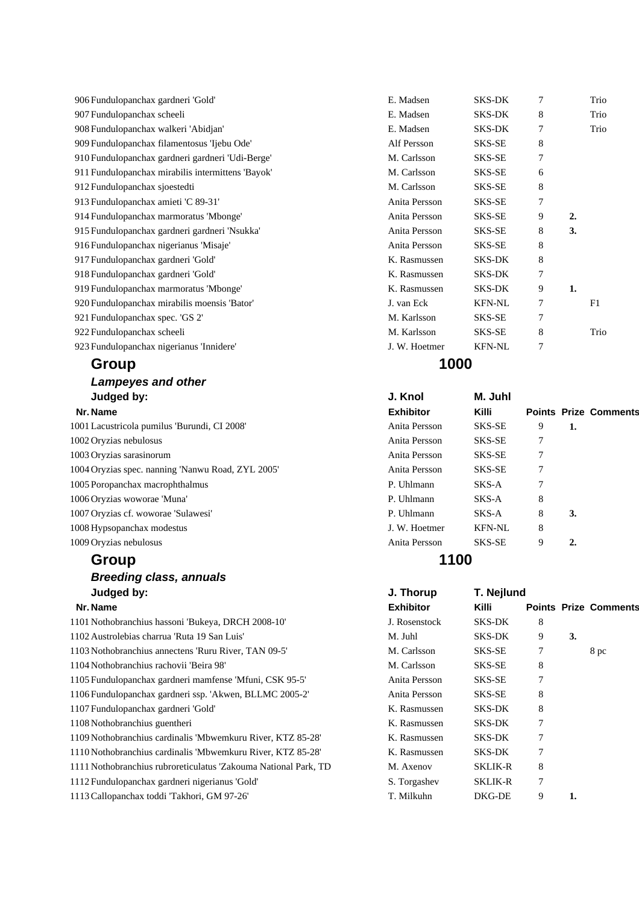| Nr. | Name | Exhibitor | Killi | Points | Prize | Comments |
|---|---|---|---|---|---|---|
| 906 | Fundulopanchax gardneri 'Gold' | E. Madsen | SKS-DK | 7 | | Trio |
| 907 | Fundulopanchax scheeli | E. Madsen | SKS-DK | 8 | | Trio |
| 908 | Fundulopanchax walkeri 'Abidjan' | E. Madsen | SKS-DK | 7 | | Trio |
| 909 | Fundulopanchax filamentosus 'Ijebu Ode' | Alf Persson | SKS-SE | 8 | | |
| 910 | Fundulopanchax gardneri gardneri 'Udi-Berge' | M. Carlsson | SKS-SE | 7 | | |
| 911 | Fundulopanchax mirabilis intermittens 'Bayok' | M. Carlsson | SKS-SE | 6 | | |
| 912 | Fundulopanchax sjoestedti | M. Carlsson | SKS-SE | 8 | | |
| 913 | Fundulopanchax amieti 'C 89-31' | Anita Persson | SKS-SE | 7 | | |
| 914 | Fundulopanchax marmoratus 'Mbonge' | Anita Persson | SKS-SE | 9 | **2.** | |
| 915 | Fundulopanchax gardneri gardneri 'Nsukka' | Anita Persson | SKS-SE | 8 | **3.** | |
| 916 | Fundulopanchax nigerianus 'Misaje' | Anita Persson | SKS-SE | 8 | | |
| 917 | Fundulopanchax gardneri 'Gold' | K. Rasmussen | SKS-DK | 8 | | |
| 918 | Fundulopanchax gardneri 'Gold' | K. Rasmussen | SKS-DK | 7 | | |
| 919 | Fundulopanchax marmoratus 'Mbonge' | K. Rasmussen | SKS-DK | 9 | **1.** | |
| 920 | Fundulopanchax mirabilis moensis 'Bator' | J. van Eck | KFN-NL | 7 | | F1 |
| 921 | Fundulopanchax spec. 'GS 2' | M. Karlsson | SKS-SE | 7 | | |
| 922 | Fundulopanchax scheeli | M. Karlsson | SKS-SE | 8 | | Trio |
| 923 | Fundulopanchax nigerianus 'Innidere' | J. W. Hoetmer | KFN-NL | 7 | | |

## Group 1000

### *Lampeyes and other*

**Judged by:** J. Knol, M. Juhl

| Nr. | Name | Exhibitor | Killi | Points | Prize | Comments |
|---|---|---|---|---|---|---|
| 1001 | Lacustricola pumilus 'Burundi, CI 2008' | Anita Persson | SKS-SE | 9 | **1.** | |
| 1002 | Oryzias nebulosus | Anita Persson | SKS-SE | 7 | | |
| 1003 | Oryzias sarasinorum | Anita Persson | SKS-SE | 7 | | |
| 1004 | Oryzias spec. nanning 'Nanwu Road, ZYL 2005' | Anita Persson | SKS-SE | 7 | | |
| 1005 | Poropanchax macrophthalmus | P. Uhlmann | SKS-A | 7 | | |
| 1006 | Oryzias woworae 'Muna' | P. Uhlmann | SKS-A | 8 | | |
| 1007 | Oryzias cf. woworae 'Sulawesi' | P. Uhlmann | SKS-A | 8 | **3.** | |
| 1008 | Hypsopanchax modestus | J. W. Hoetmer | KFN-NL | 8 | | |
| 1009 | Oryzias nebulosus | Anita Persson | SKS-SE | 9 | **2.** | |

## Group 1100

### *Breeding class, annuals*

**Judged by:** J. Thorup, T. Nejlund

| Nr. | Name | Exhibitor | Killi | Points | Prize | Comments |
|---|---|---|---|---|---|---|
| 1101 | Nothobranchius hassoni 'Bukeya, DRCH 2008-10' | J. Rosenstock | SKS-DK | 8 | | |
| 1102 | Austrolebias charrua 'Ruta 19 San Luis' | M. Juhl | SKS-DK | 9 | **3.** | |
| 1103 | Nothobranchius annectens 'Ruru River, TAN 09-5' | M. Carlsson | SKS-SE | 7 | | 8 pc |
| 1104 | Nothobranchius rachovii 'Beira 98' | M. Carlsson | SKS-SE | 8 | | |
| 1105 | Fundulopanchax gardneri mamfense 'Mfuni, CSK 95-5' | Anita Persson | SKS-SE | 7 | | |
| 1106 | Fundulopanchax gardneri ssp. 'Akwen, BLLMC 2005-2' | Anita Persson | SKS-SE | 8 | | |
| 1107 | Fundulopanchax gardneri 'Gold' | K. Rasmussen | SKS-DK | 8 | | |
| 1108 | Nothobranchius guentheri | K. Rasmussen | SKS-DK | 7 | | |
| 1109 | Nothobranchius cardinalis 'Mbwemkuru River, KTZ 85-28' | K. Rasmussen | SKS-DK | 7 | | |
| 1110 | Nothobranchius cardinalis 'Mbwemkuru River, KTZ 85-28' | K. Rasmussen | SKS-DK | 7 | | |
| 1111 | Nothobranchius rubroreticulatus 'Zakouma National Park, TD | M. Axenov | SKLIK-R | 8 | | |
| 1112 | Fundulopanchax gardneri nigerianus 'Gold' | S. Torgashev | SKLIK-R | 7 | | |
| 1113 | Callopanchax toddi 'Takhori, GM 97-26' | T. Milkuhn | DKG-DE | 9 | **1.** | |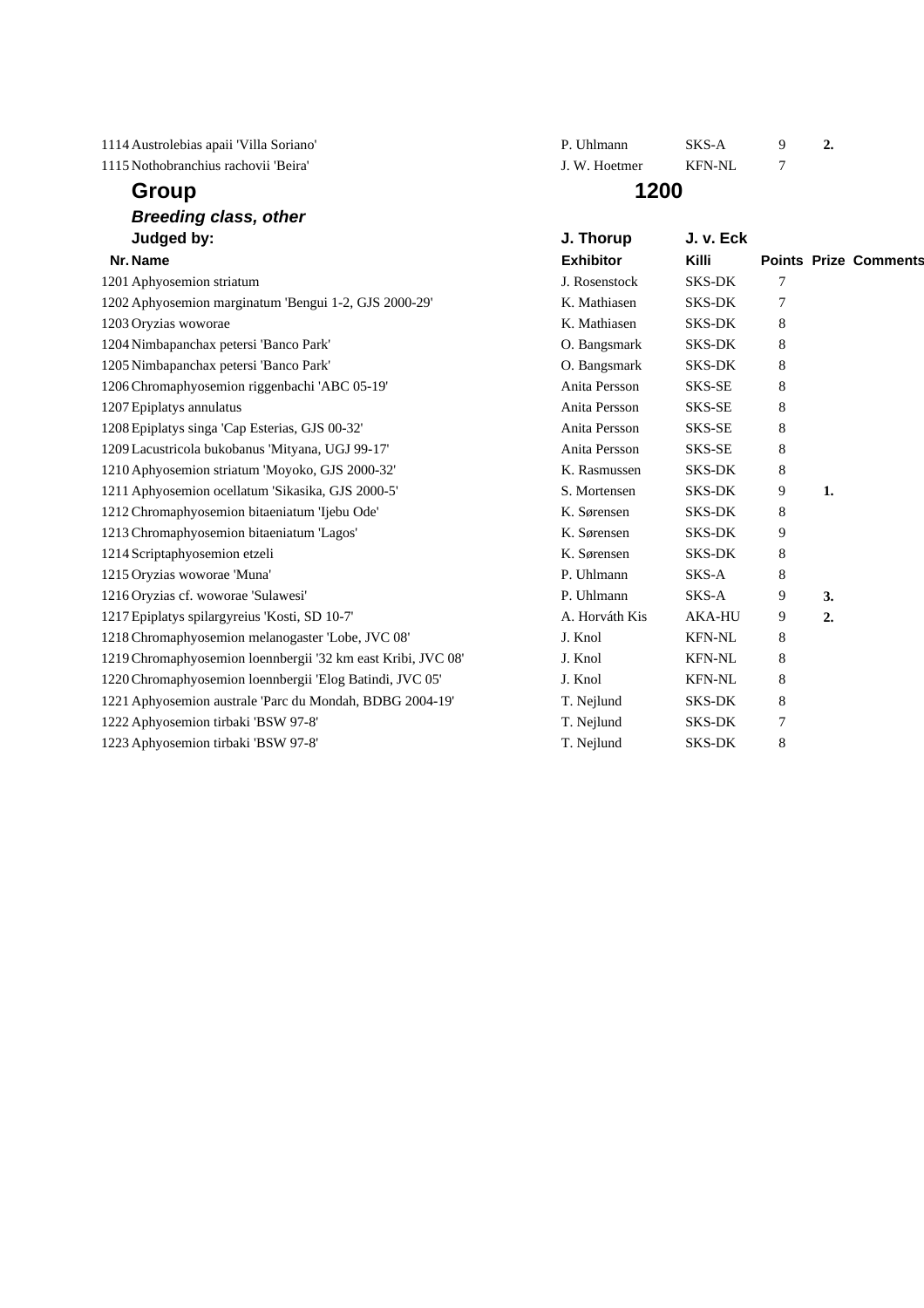| Nr. | Name | Exhibitor | Killi | Points | Prize | Comments |
|---|---|---|---|---|---|---|
| 1114 | Austrolebias apaii 'Villa Soriano' | P. Uhlmann | SKS-A | 9 | 2. | |
| 1115 | Nothobranchius rachovii 'Beira' | J. W. Hoetmer | KFN-NL | 7 | | |

## Group 1200

### *Breeding class, other*

**Judged by:** **J. Thorup** **J. v. Eck**

| Nr. | Name | Exhibitor | Killi | Points | Prize | Comments |
|---|---|---|---|---|---|---|
| 1201 | Aphyosemion striatum | J. Rosenstock | SKS-DK | 7 | | |
| 1202 | Aphyosemion marginatum 'Bengui 1-2, GJS 2000-29' | K. Mathiasen | SKS-DK | 7 | | |
| 1203 | Oryzias woworae | K. Mathiasen | SKS-DK | 8 | | |
| 1204 | Nimbapanchax petersi 'Banco Park' | O. Bangsmark | SKS-DK | 8 | | |
| 1205 | Nimbapanchax petersi 'Banco Park' | O. Bangsmark | SKS-DK | 8 | | |
| 1206 | Chromaphyosemion riggenbachi 'ABC 05-19' | Anita Persson | SKS-SE | 8 | | |
| 1207 | Epiplatys annulatus | Anita Persson | SKS-SE | 8 | | |
| 1208 | Epiplatys singa 'Cap Esterias, GJS 00-32' | Anita Persson | SKS-SE | 8 | | |
| 1209 | Lacustricola bukobanus 'Mityana, UGJ 99-17' | Anita Persson | SKS-SE | 8 | | |
| 1210 | Aphyosemion striatum 'Moyoko, GJS 2000-32' | K. Rasmussen | SKS-DK | 8 | | |
| 1211 | Aphyosemion ocellatum 'Sikasika, GJS 2000-5' | S. Mortensen | SKS-DK | 9 | 1. | |
| 1212 | Chromaphyosemion bitaeniatum 'Ijebu Ode' | K. Sørensen | SKS-DK | 8 | | |
| 1213 | Chromaphyosemion bitaeniatum 'Lagos' | K. Sørensen | SKS-DK | 9 | | |
| 1214 | Scriptaphyosemion etzeli | K. Sørensen | SKS-DK | 8 | | |
| 1215 | Oryzias woworae 'Muna' | P. Uhlmann | SKS-A | 8 | | |
| 1216 | Oryzias cf. woworae 'Sulawesi' | P. Uhlmann | SKS-A | 9 | 3. | |
| 1217 | Epiplatys spilargyreius 'Kosti, SD 10-7' | A. Horváth Kis | AKA-HU | 9 | 2. | |
| 1218 | Chromaphyosemion melanogaster 'Lobe, JVC 08' | J. Knol | KFN-NL | 8 | | |
| 1219 | Chromaphyosemion loennbergii '32 km east Kribi, JVC 08' | J. Knol | KFN-NL | 8 | | |
| 1220 | Chromaphyosemion loennbergii 'Elog Batindi, JVC 05' | J. Knol | KFN-NL | 8 | | |
| 1221 | Aphyosemion australe 'Parc du Mondah, BDBG 2004-19' | T. Nejlund | SKS-DK | 8 | | |
| 1222 | Aphyosemion tirbaki 'BSW 97-8' | T. Nejlund | SKS-DK | 7 | | |
| 1223 | Aphyosemion tirbaki 'BSW 97-8' | T. Nejlund | SKS-DK | 8 | | |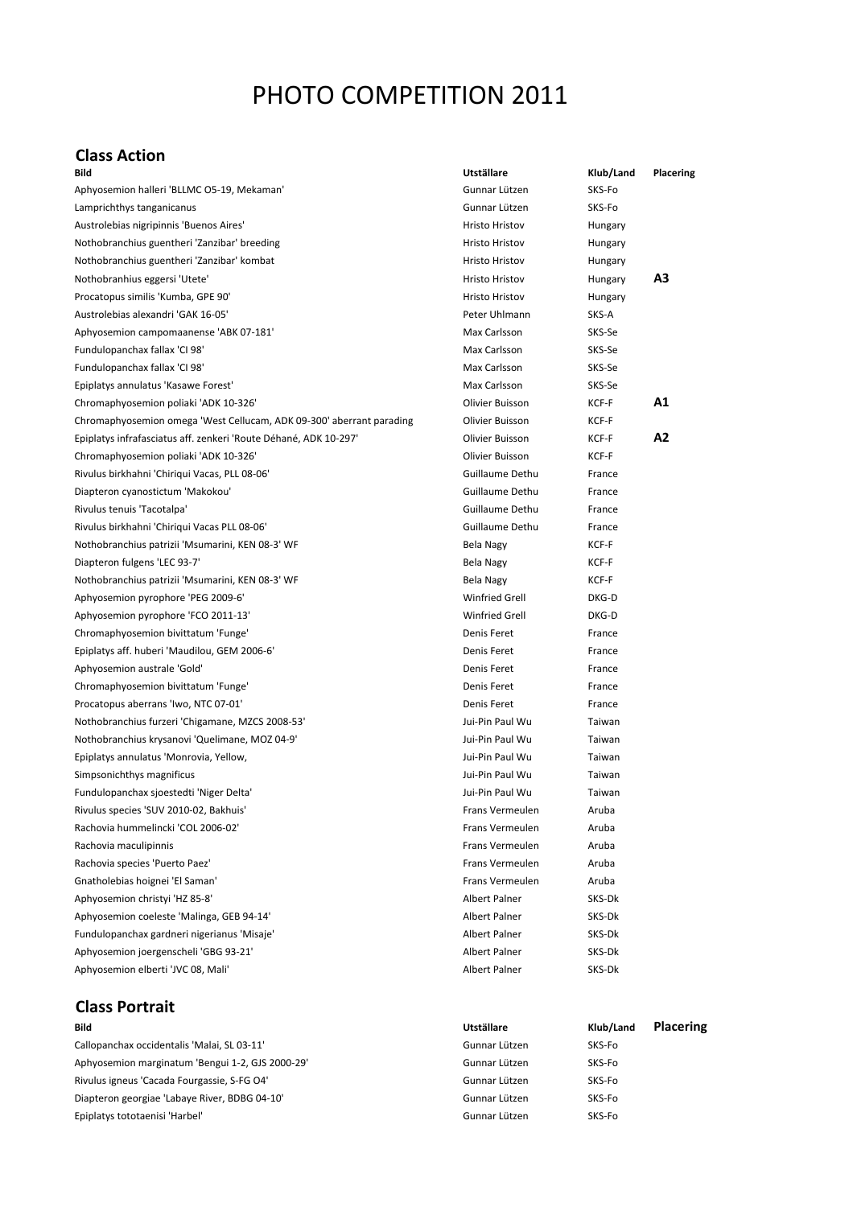# PHOTO COMPETITION 2011

## Class Action

| Bild | Utställare | Klub/Land | Placering |
|---|---|---|---|
| Aphyosemion halleri 'BLLMC O5-19, Mekaman' | Gunnar Lützen | SKS-Fo | |
| Lamprichthys tanganicanus | Gunnar Lützen | SKS-Fo | |
| Austrolebias nigripinnis 'Buenos Aires' | Hristo Hristov | Hungary | |
| Nothobranchius guentheri 'Zanzibar' breeding | Hristo Hristov | Hungary | |
| Nothobranchius guentheri 'Zanzibar' kombat | Hristo Hristov | Hungary | |
| Nothobranhius eggersi 'Utete' | Hristo Hristov | Hungary | **A3** |
| Procatopus similis 'Kumba, GPE 90' | Hristo Hristov | Hungary | |
| Austrolebias alexandri 'GAK 16-05' | Peter Uhlmann | SKS-A | |
| Aphyosemion campomaanense 'ABK 07-181' | Max Carlsson | SKS-Se | |
| Fundulopanchax fallax 'CI 98' | Max Carlsson | SKS-Se | |
| Fundulopanchax fallax 'CI 98' | Max Carlsson | SKS-Se | |
| Epiplatys annulatus 'Kasawe Forest' | Max Carlsson | SKS-Se | |
| Chromaphyosemion poliaki 'ADK 10-326' | Olivier Buisson | KCF-F | **A1** |
| Chromaphyosemion omega 'West Cellucam, ADK 09-300' aberrant parading | Olivier Buisson | KCF-F | |
| Epiplatys infrafasciatus aff. zenkeri 'Route Déhané, ADK 10-297' | Olivier Buisson | KCF-F | **A2** |
| Chromaphyosemion poliaki 'ADK 10-326' | Olivier Buisson | KCF-F | |
| Rivulus birkhahni 'Chiriqui Vacas, PLL 08-06' | Guillaume Dethu | France | |
| Diapteron cyanostictum 'Makokou' | Guillaume Dethu | France | |
| Rivulus tenuis 'Tacotalpa' | Guillaume Dethu | France | |
| Rivulus birkhahni 'Chiriqui Vacas PLL 08-06' | Guillaume Dethu | France | |
| Nothobranchius patrizii 'Msumarini, KEN 08-3' WF | Bela Nagy | KCF-F | |
| Diapteron fulgens 'LEC 93-7' | Bela Nagy | KCF-F | |
| Nothobranchius patrizii 'Msumarini, KEN 08-3' WF | Bela Nagy | KCF-F | |
| Aphyosemion pyrophore 'PEG 2009-6' | Winfried Grell | DKG-D | |
| Aphyosemion pyrophore 'FCO 2011-13' | Winfried Grell | DKG-D | |
| Chromaphyosemion bivittatum 'Funge' | Denis Feret | France | |
| Epiplatys aff. huberi 'Maudilou, GEM 2006-6' | Denis Feret | France | |
| Aphyosemion australe 'Gold' | Denis Feret | France | |
| Chromaphyosemion bivittatum 'Funge' | Denis Feret | France | |
| Procatopus aberrans 'Iwo, NTC 07-01' | Denis Feret | France | |
| Nothobranchius furzeri 'Chigamane, MZCS 2008-53' | Jui-Pin Paul Wu | Taiwan | |
| Nothobranchius krysanovi 'Quelimane, MOZ 04-9' | Jui-Pin Paul Wu | Taiwan | |
| Epiplatys annulatus 'Monrovia, Yellow, | Jui-Pin Paul Wu | Taiwan | |
| Simpsonichthys magnificus | Jui-Pin Paul Wu | Taiwan | |
| Fundulopanchax sjoestedti 'Niger Delta' | Jui-Pin Paul Wu | Taiwan | |
| Rivulus species 'SUV 2010-02, Bakhuis' | Frans Vermeulen | Aruba | |
| Rachovia hummelincki 'COL 2006-02' | Frans Vermeulen | Aruba | |
| Rachovia maculipinnis | Frans Vermeulen | Aruba | |
| Rachovia species 'Puerto Paez' | Frans Vermeulen | Aruba | |
| Gnatholebias hoignei 'El Saman' | Frans Vermeulen | Aruba | |
| Aphyosemion christyi 'HZ 85-8' | Albert Palner | SKS-Dk | |
| Aphyosemion coeleste 'Malinga, GEB 94-14' | Albert Palner | SKS-Dk | |
| Fundulopanchax gardneri nigerianus 'Misaje' | Albert Palner | SKS-Dk | |
| Aphyosemion joergenscheli 'GBG 93-21' | Albert Palner | SKS-Dk | |
| Aphyosemion elberti 'JVC 08, Mali' | Albert Palner | SKS-Dk | |

## Class Portrait

| Bild | Utställare | Klub/Land | Placering |
|---|---|---|---|
| Callopanchax occidentalis 'Malai, SL 03-11' | Gunnar Lützen | SKS-Fo | |
| Aphyosemion marginatum 'Bengui 1-2, GJS 2000-29' | Gunnar Lützen | SKS-Fo | |
| Rivulus igneus 'Cacada Fourgassie, S-FG O4' | Gunnar Lützen | SKS-Fo | |
| Diapteron georgiae 'Labaye River, BDBG 04-10' | Gunnar Lützen | SKS-Fo | |
| Epiplatys tototaenisi 'Harbel' | Gunnar Lützen | SKS-Fo | |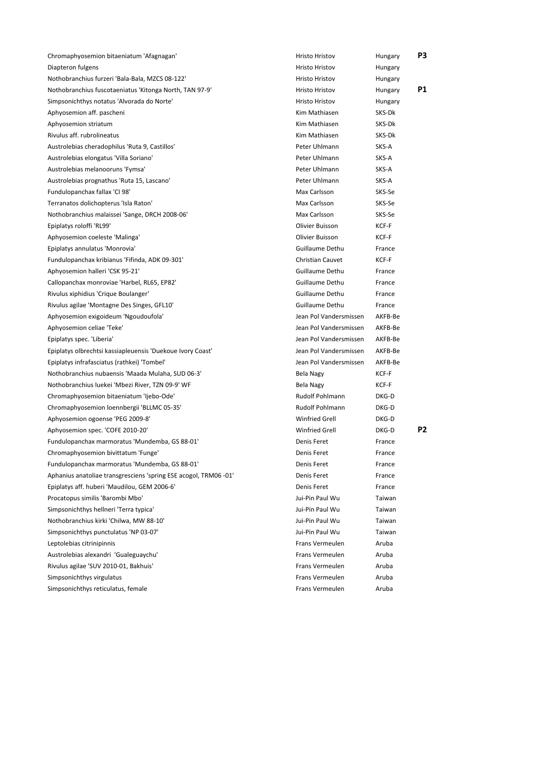| | | | |
|---|---|---|---|
| Chromaphyosemion bitaeniatum 'Afagnagan' | Hristo Hristov | Hungary | **P3** |
| Diapteron fulgens | Hristo Hristov | Hungary | |
| Nothobranchius furzeri 'Bala-Bala, MZCS 08-122' | Hristo Hristov | Hungary | |
| Nothobranchius fuscotaeniatus 'Kitonga North, TAN 97-9' | Hristo Hristov | Hungary | **P1** |
| Simpsonichthys notatus 'Alvorada do Norte' | Hristo Hristov | Hungary | |
| Aphyosemion aff. pascheni | Kim Mathiasen | SKS-Dk | |
| Aphyosemion striatum | Kim Mathiasen | SKS-Dk | |
| Rivulus aff. rubrolineatus | Kim Mathiasen | SKS-Dk | |
| Austrolebias cheradophilus 'Ruta 9, Castillos' | Peter Uhlmann | SKS-A | |
| Austrolebias elongatus 'Villa Soriano' | Peter Uhlmann | SKS-A | |
| Austrolebias melanooruns 'Fymsa' | Peter Uhlmann | SKS-A | |
| Austrolebias prognathus 'Ruta 15, Lascano' | Peter Uhlmann | SKS-A | |
| Fundulopanchax fallax 'CI 98' | Max Carlsson | SKS-Se | |
| Terranatos dolichopterus 'Isla Raton' | Max Carlsson | SKS-Se | |
| Nothobranchius malaissei 'Sange, DRCH 2008-06' | Max Carlsson | SKS-Se | |
| Epiplatys roloffi 'RL99' | Olivier Buisson | KCF-F | |
| Aphyosemion coeleste 'Malinga' | Olivier Buisson | KCF-F | |
| Epiplatys annulatus 'Monrovia' | Guillaume Dethu | France | |
| Fundulopanchax kribianus 'Fifinda, ADK 09-301' | Christian Cauvet | KCF-F | |
| Aphyosemion halleri 'CSK 95-21' | Guillaume Dethu | France | |
| Callopanchax monroviae 'Harbel, RL65, EP82' | Guillaume Dethu | France | |
| Rivulus xiphidius 'Crique Boulanger' | Guillaume Dethu | France | |
| Rivulus agilae 'Montagne Des Singes, GFL10' | Guillaume Dethu | France | |
| Aphyosemion exigoideum 'Ngoudoufola' | Jean Pol Vandersmissen | AKFB-Be | |
| Aphyosemion celiae 'Teke' | Jean Pol Vandersmissen | AKFB-Be | |
| Epiplatys spec. 'Liberia' | Jean Pol Vandersmissen | AKFB-Be | |
| Epiplatys olbrechtsi kassiapleuensis 'Duekoue Ivory Coast' | Jean Pol Vandersmissen | AKFB-Be | |
| Epiplatys infrafasciatus (rathkei) 'Tombel' | Jean Pol Vandersmissen | AKFB-Be | |
| Nothobranchius nubaensis 'Maada Mulaha, SUD 06-3' | Bela Nagy | KCF-F | |
| Nothobranchius luekei 'Mbezi River, TZN 09-9' WF | Bela Nagy | KCF-F | |
| Chromaphyosemion bitaeniatum 'Ijebo-Ode' | Rudolf Pohlmann | DKG-D | |
| Chromaphyosemion loennbergii 'BLLMC 05-35' | Rudolf Pohlmann | DKG-D | |
| Aphyosemion ogoense 'PEG 2009-8' | Winfried Grell | DKG-D | |
| Aphyosemion spec. 'COFE 2010-20' | Winfried Grell | DKG-D | **P2** |
| Fundulopanchax marmoratus 'Mundemba, GS 88-01' | Denis Feret | France | |
| Chromaphyosemion bivittatum 'Funge' | Denis Feret | France | |
| Fundulopanchax marmoratus 'Mundemba, GS 88-01' | Denis Feret | France | |
| Aphanius anatoliae transgresciens 'spring ESE acogol, TRM06 -01' | Denis Feret | France | |
| Epiplatys aff. huberi 'Maudilou, GEM 2006-6' | Denis Feret | France | |
| Procatopus similis 'Barombi Mbo' | Jui-Pin Paul Wu | Taiwan | |
| Simpsonichthys hellneri 'Terra typica' | Jui-Pin Paul Wu | Taiwan | |
| Nothobranchius kirki 'Chilwa, MW 88-10' | Jui-Pin Paul Wu | Taiwan | |
| Simpsonichthys punctulatus 'NP 03-07' | Jui-Pin Paul Wu | Taiwan | |
| Leptolebias citrinipinnis | Frans Vermeulen | Aruba | |
| Austrolebias alexandri 'Gualeguaychu' | Frans Vermeulen | Aruba | |
| Rivulus agilae 'SUV 2010-01, Bakhuis' | Frans Vermeulen | Aruba | |
| Simpsonichthys virgulatus | Frans Vermeulen | Aruba | |
| Simpsonichthys reticulatus, female | Frans Vermeulen | Aruba | |